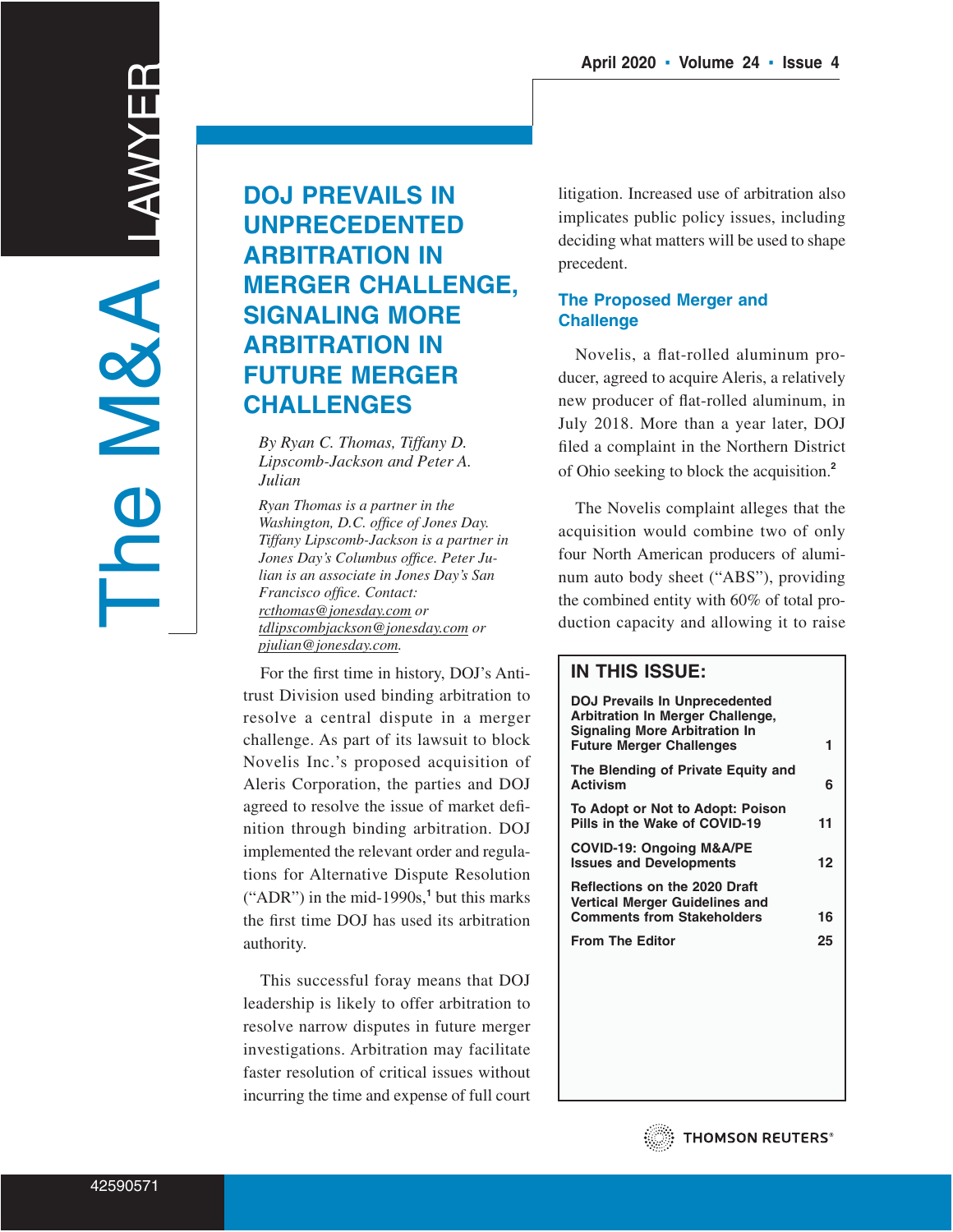# The M&A LAWYER

April 2020 ▪ Volume 24 ▪ Issue 4

## DOJ PREVAILS IN UNPRECEDENTED ARBITRATION IN MERGER CHALLENGE, SIGNALING MORE ARBITRATION IN FUTURE MERGER CHALLENGES

*By Ryan C. Thomas, Tiffany D. Lipscomb-Jackson and Peter A. Julian*

*Ryan Thomas is a partner in the Washington, D.C. office of Jones Day. Tiffany Lipscomb-Jackson is a partner in Jones Day's Columbus office. Peter Julian is an associate in Jones Day's San Francisco office. Contact: rcthomas@jonesday.com or tdlipscombjackson@jonesday.com or pjulian@jonesday.com.*

For the first time in history, DOJ's Antitrust Division used binding arbitration to resolve a central dispute in a merger challenge. As part of its lawsuit to block Novelis Inc.'s proposed acquisition of Aleris Corporation, the parties and DOJ agreed to resolve the issue of market definition through binding arbitration. DOJ implemented the relevant order and regulations for Alternative Dispute Resolution ("ADR") in the mid-1990s,[1] but this marks the first time DOJ has used its arbitration authority.

This successful foray means that DOJ leadership is likely to offer arbitration to resolve narrow disputes in future merger investigations. Arbitration may facilitate faster resolution of critical issues without incurring the time and expense of full court litigation. Increased use of arbitration also implicates public policy issues, including deciding what matters will be used to shape precedent.

### The Proposed Merger and Challenge

Novelis, a flat-rolled aluminum producer, agreed to acquire Aleris, a relatively new producer of flat-rolled aluminum, in July 2018. More than a year later, DOJ filed a complaint in the Northern District of Ohio seeking to block the acquisition.[2]

The Novelis complaint alleges that the acquisition would combine two of only four North American producers of aluminum auto body sheet ("ABS"), providing the combined entity with 60% of total production capacity and allowing it to raise

| IN THIS ISSUE: | |
|---|---|
| DOJ Prevails In Unprecedented Arbitration In Merger Challenge, Signaling More Arbitration In Future Merger Challenges | 1 |
| The Blending of Private Equity and Activism | 6 |
| To Adopt or Not to Adopt: Poison Pills in the Wake of COVID-19 | 11 |
| COVID-19: Ongoing M&A/PE Issues and Developments | 12 |
| Reflections on the 2020 Draft Vertical Merger Guidelines and Comments from Stakeholders | 16 |
| From The Editor | 25 |

THOMSON REUTERS®

42590571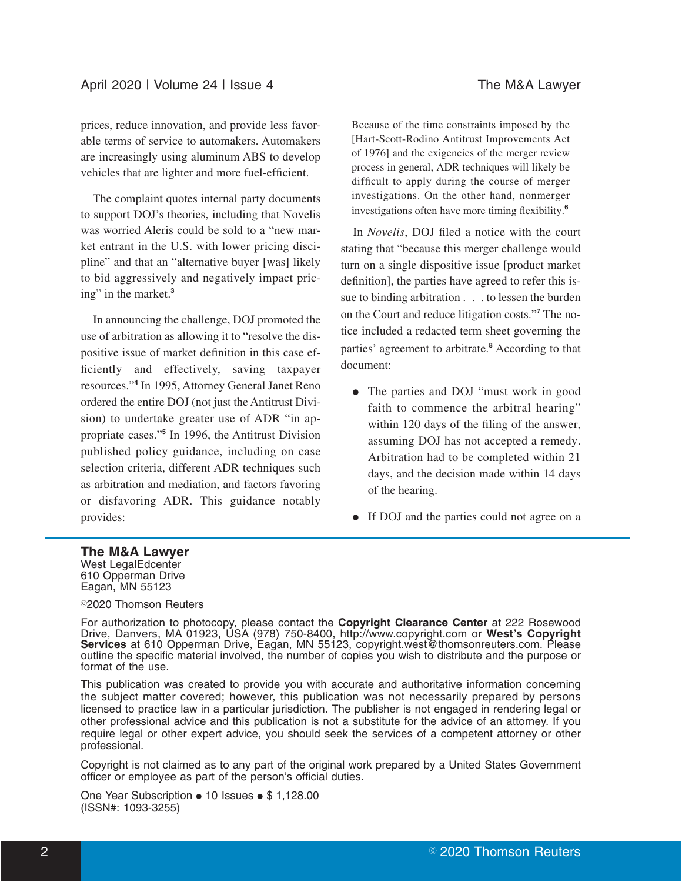prices, reduce innovation, and provide less favorable terms of service to automakers. Automakers are increasingly using aluminum ABS to develop vehicles that are lighter and more fuel-efficient.

The complaint quotes internal party documents to support DOJ's theories, including that Novelis was worried Aleris could be sold to a "new market entrant in the U.S. with lower pricing discipline" and that an "alternative buyer [was] likely to bid aggressively and negatively impact pricing" in the market.[3]

In announcing the challenge, DOJ promoted the use of arbitration as allowing it to "resolve the dispositive issue of market definition in this case efficiently and effectively, saving taxpayer resources."[4] In 1995, Attorney General Janet Reno ordered the entire DOJ (not just the Antitrust Division) to undertake greater use of ADR "in appropriate cases."[5] In 1996, the Antitrust Division published policy guidance, including on case selection criteria, different ADR techniques such as arbitration and mediation, and factors favoring or disfavoring ADR. This guidance notably provides:

> Because of the time constraints imposed by the [Hart-Scott-Rodino Antitrust Improvements Act of 1976] and the exigencies of the merger review process in general, ADR techniques will likely be difficult to apply during the course of merger investigations. On the other hand, nonmerger investigations often have more timing flexibility.[6]

In *Novelis*, DOJ filed a notice with the court stating that "because this merger challenge would turn on a single dispositive issue [product market definition], the parties have agreed to refer this issue to binding arbitration . . . to lessen the burden on the Court and reduce litigation costs."[7] The notice included a redacted term sheet governing the parties' agreement to arbitrate.[8] According to that document:

- The parties and DOJ "must work in good faith to commence the arbitral hearing" within 120 days of the filing of the answer, assuming DOJ has not accepted a remedy. Arbitration had to be completed within 21 days, and the decision made within 14 days of the hearing.
- If DOJ and the parties could not agree on a

**The M&A Lawyer**
West LegalEdcenter
610 Opperman Drive
Eagan, MN 55123

©2020 Thomson Reuters

For authorization to photocopy, please contact the **Copyright Clearance Center** at 222 Rosewood Drive, Danvers, MA 01923, USA (978) 750-8400, http://www.copyright.com or **West's Copyright Services** at 610 Opperman Drive, Eagan, MN 55123, copyright.west@thomsonreuters.com. Please outline the specific material involved, the number of copies you wish to distribute and the purpose or format of the use.

This publication was created to provide you with accurate and authoritative information concerning the subject matter covered; however, this publication was not necessarily prepared by persons licensed to practice law in a particular jurisdiction. The publisher is not engaged in rendering legal or other professional advice and this publication is not a substitute for the advice of an attorney. If you require legal or other expert advice, you should seek the services of a competent attorney or other professional.

Copyright is not claimed as to any part of the original work prepared by a United States Government officer or employee as part of the person's official duties.

One Year Subscription ● 10 Issues ● $ 1,128.00
(ISSN#: 1093-3255)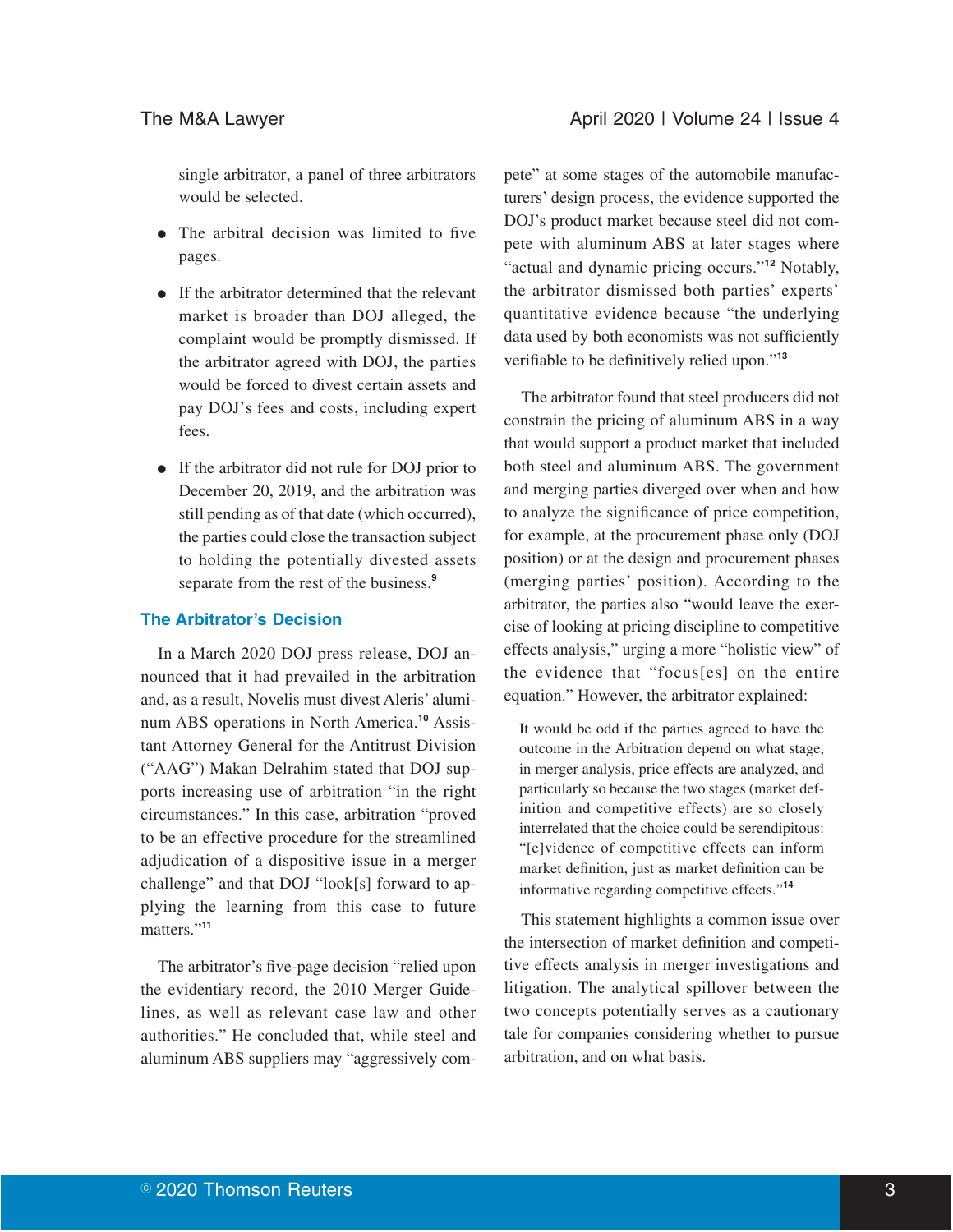single arbitrator, a panel of three arbitrators would be selected.

- The arbitral decision was limited to five pages.
- If the arbitrator determined that the relevant market is broader than DOJ alleged, the complaint would be promptly dismissed. If the arbitrator agreed with DOJ, the parties would be forced to divest certain assets and pay DOJ's fees and costs, including expert fees.
- If the arbitrator did not rule for DOJ prior to December 20, 2019, and the arbitration was still pending as of that date (which occurred), the parties could close the transaction subject to holding the potentially divested assets separate from the rest of the business.[9]

## The Arbitrator's Decision

In a March 2020 DOJ press release, DOJ announced that it had prevailed in the arbitration and, as a result, Novelis must divest Aleris' aluminum ABS operations in North America.[10] Assistant Attorney General for the Antitrust Division ("AAG") Makan Delrahim stated that DOJ supports increasing use of arbitration "in the right circumstances." In this case, arbitration "proved to be an effective procedure for the streamlined adjudication of a dispositive issue in a merger challenge" and that DOJ "look[s] forward to applying the learning from this case to future matters."[11]

The arbitrator's five-page decision "relied upon the evidentiary record, the 2010 Merger Guidelines, as well as relevant case law and other authorities." He concluded that, while steel and aluminum ABS suppliers may "aggressively compete" at some stages of the automobile manufacturers' design process, the evidence supported the DOJ's product market because steel did not compete with aluminum ABS at later stages where "actual and dynamic pricing occurs."[12] Notably, the arbitrator dismissed both parties' experts' quantitative evidence because "the underlying data used by both economists was not sufficiently verifiable to be definitively relied upon."[13]

The arbitrator found that steel producers did not constrain the pricing of aluminum ABS in a way that would support a product market that included both steel and aluminum ABS. The government and merging parties diverged over when and how to analyze the significance of price competition, for example, at the procurement phase only (DOJ position) or at the design and procurement phases (merging parties' position). According to the arbitrator, the parties also "would leave the exercise of looking at pricing discipline to competitive effects analysis," urging a more "holistic view" of the evidence that "focus[es] on the entire equation." However, the arbitrator explained:

> It would be odd if the parties agreed to have the outcome in the Arbitration depend on what stage, in merger analysis, price effects are analyzed, and particularly so because the two stages (market definition and competitive effects) are so closely interrelated that the choice could be serendipitous: "[e]vidence of competitive effects can inform market definition, just as market definition can be informative regarding competitive effects."[14]

This statement highlights a common issue over the intersection of market definition and competitive effects analysis in merger investigations and litigation. The analytical spillover between the two concepts potentially serves as a cautionary tale for companies considering whether to pursue arbitration, and on what basis.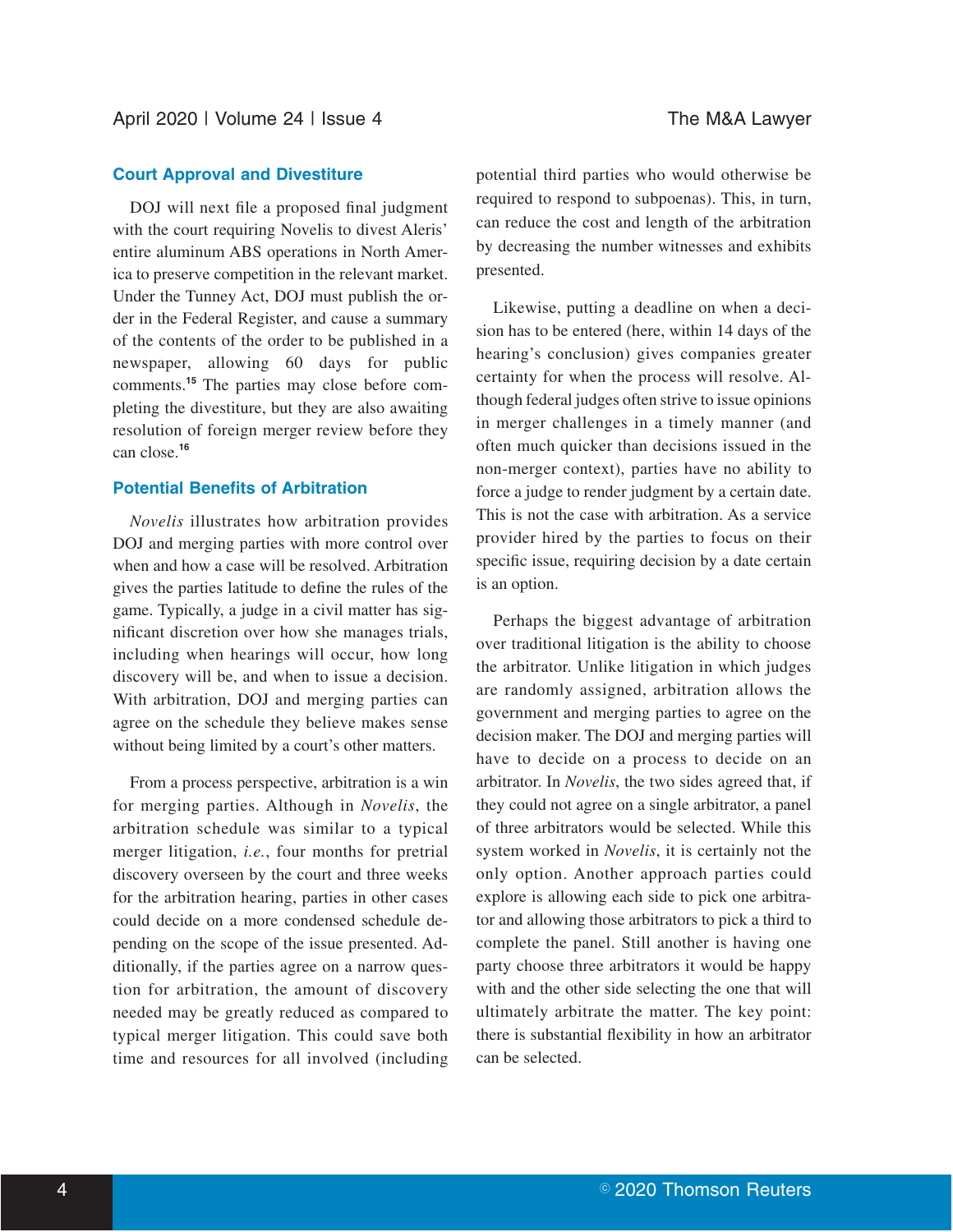## Court Approval and Divestiture

DOJ will next file a proposed final judgment with the court requiring Novelis to divest Aleris' entire aluminum ABS operations in North America to preserve competition in the relevant market. Under the Tunney Act, DOJ must publish the order in the Federal Register, and cause a summary of the contents of the order to be published in a newspaper, allowing 60 days for public comments.[15] The parties may close before completing the divestiture, but they are also awaiting resolution of foreign merger review before they can close.[16]

## Potential Benefits of Arbitration

*Novelis* illustrates how arbitration provides DOJ and merging parties with more control over when and how a case will be resolved. Arbitration gives the parties latitude to define the rules of the game. Typically, a judge in a civil matter has significant discretion over how she manages trials, including when hearings will occur, how long discovery will be, and when to issue a decision. With arbitration, DOJ and merging parties can agree on the schedule they believe makes sense without being limited by a court's other matters.

From a process perspective, arbitration is a win for merging parties. Although in *Novelis*, the arbitration schedule was similar to a typical merger litigation, *i.e.*, four months for pretrial discovery overseen by the court and three weeks for the arbitration hearing, parties in other cases could decide on a more condensed schedule depending on the scope of the issue presented. Additionally, if the parties agree on a narrow question for arbitration, the amount of discovery needed may be greatly reduced as compared to typical merger litigation. This could save both time and resources for all involved (including potential third parties who would otherwise be required to respond to subpoenas). This, in turn, can reduce the cost and length of the arbitration by decreasing the number witnesses and exhibits presented.

Likewise, putting a deadline on when a decision has to be entered (here, within 14 days of the hearing's conclusion) gives companies greater certainty for when the process will resolve. Although federal judges often strive to issue opinions in merger challenges in a timely manner (and often much quicker than decisions issued in the non-merger context), parties have no ability to force a judge to render judgment by a certain date. This is not the case with arbitration. As a service provider hired by the parties to focus on their specific issue, requiring decision by a date certain is an option.

Perhaps the biggest advantage of arbitration over traditional litigation is the ability to choose the arbitrator. Unlike litigation in which judges are randomly assigned, arbitration allows the government and merging parties to agree on the decision maker. The DOJ and merging parties will have to decide on a process to decide on an arbitrator. In *Novelis*, the two sides agreed that, if they could not agree on a single arbitrator, a panel of three arbitrators would be selected. While this system worked in *Novelis*, it is certainly not the only option. Another approach parties could explore is allowing each side to pick one arbitrator and allowing those arbitrators to pick a third to complete the panel. Still another is having one party choose three arbitrators it would be happy with and the other side selecting the one that will ultimately arbitrate the matter. The key point: there is substantial flexibility in how an arbitrator can be selected.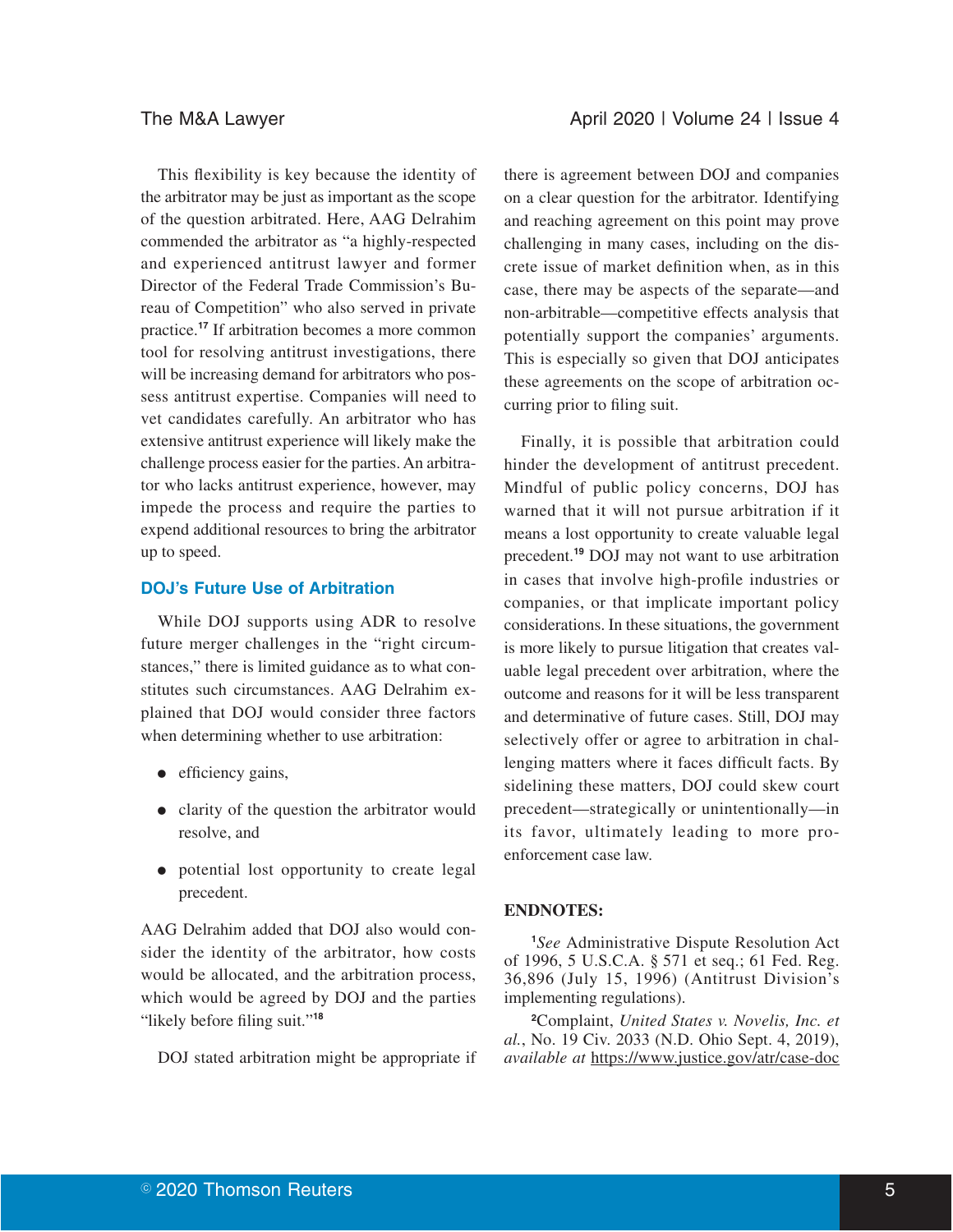This flexibility is key because the identity of the arbitrator may be just as important as the scope of the question arbitrated. Here, AAG Delrahim commended the arbitrator as "a highly-respected and experienced antitrust lawyer and former Director of the Federal Trade Commission's Bureau of Competition" who also served in private practice.[17] If arbitration becomes a more common tool for resolving antitrust investigations, there will be increasing demand for arbitrators who possess antitrust expertise. Companies will need to vet candidates carefully. An arbitrator who has extensive antitrust experience will likely make the challenge process easier for the parties. An arbitrator who lacks antitrust experience, however, may impede the process and require the parties to expend additional resources to bring the arbitrator up to speed.

## DOJ's Future Use of Arbitration

While DOJ supports using ADR to resolve future merger challenges in the "right circumstances," there is limited guidance as to what constitutes such circumstances. AAG Delrahim explained that DOJ would consider three factors when determining whether to use arbitration:

- efficiency gains,
- clarity of the question the arbitrator would resolve, and
- potential lost opportunity to create legal precedent.

AAG Delrahim added that DOJ also would consider the identity of the arbitrator, how costs would be allocated, and the arbitration process, which would be agreed by DOJ and the parties "likely before filing suit."[18]

DOJ stated arbitration might be appropriate if there is agreement between DOJ and companies on a clear question for the arbitrator. Identifying and reaching agreement on this point may prove challenging in many cases, including on the discrete issue of market definition when, as in this case, there may be aspects of the separate—and non-arbitrable—competitive effects analysis that potentially support the companies' arguments. This is especially so given that DOJ anticipates these agreements on the scope of arbitration occurring prior to filing suit.

Finally, it is possible that arbitration could hinder the development of antitrust precedent. Mindful of public policy concerns, DOJ has warned that it will not pursue arbitration if it means a lost opportunity to create valuable legal precedent.[19] DOJ may not want to use arbitration in cases that involve high-profile industries or companies, or that implicate important policy considerations. In these situations, the government is more likely to pursue litigation that creates valuable legal precedent over arbitration, where the outcome and reasons for it will be less transparent and determinative of future cases. Still, DOJ may selectively offer or agree to arbitration in challenging matters where it faces difficult facts. By sidelining these matters, DOJ could skew court precedent—strategically or unintentionally—in its favor, ultimately leading to more pro-enforcement case law.

**ENDNOTES:**

[1]*See* Administrative Dispute Resolution Act of 1996, 5 U.S.C.A. § 571 et seq.; 61 Fed. Reg. 36,896 (July 15, 1996) (Antitrust Division's implementing regulations).

[2]Complaint, *United States v. Novelis, Inc. et al.*, No. 19 Civ. 2033 (N.D. Ohio Sept. 4, 2019), *available at* https://www.justice.gov/atr/case-doc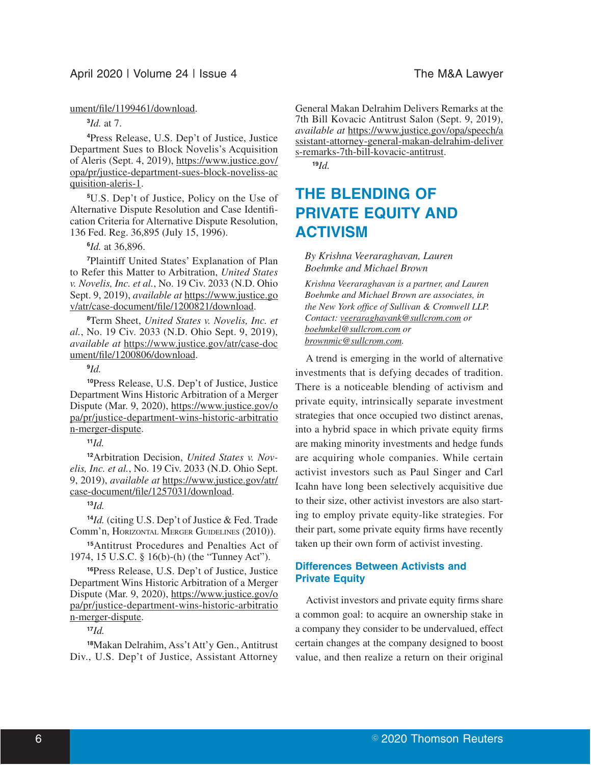ument/file/1199461/download.

[3] *Id.* at 7.

[4] Press Release, U.S. Dep't of Justice, Justice Department Sues to Block Novelis's Acquisition of Aleris (Sept. 4, 2019), https://www.justice.gov/opa/pr/justice-department-sues-block-noveliss-acquisition-aleris-1.

[5] U.S. Dep't of Justice, Policy on the Use of Alternative Dispute Resolution and Case Identification Criteria for Alternative Dispute Resolution, 136 Fed. Reg. 36,895 (July 15, 1996).

[6] *Id.* at 36,896.

[7] Plaintiff United States' Explanation of Plan to Refer this Matter to Arbitration, *United States v. Novelis, Inc. et al.*, No. 19 Civ. 2033 (N.D. Ohio Sept. 9, 2019), *available at* https://www.justice.gov/atr/case-document/file/1200821/download.

[8] Term Sheet, *United States v. Novelis, Inc. et al.*, No. 19 Civ. 2033 (N.D. Ohio Sept. 9, 2019), *available at* https://www.justice.gov/atr/case-document/file/1200806/download.

[9] *Id.*

[10] Press Release, U.S. Dep't of Justice, Justice Department Wins Historic Arbitration of a Merger Dispute (Mar. 9, 2020), https://www.justice.gov/opa/pr/justice-department-wins-historic-arbitration-merger-dispute.

[11] *Id.*

[12] Arbitration Decision, *United States v. Novelis, Inc. et al.*, No. 19 Civ. 2033 (N.D. Ohio Sept. 9, 2019), *available at* https://www.justice.gov/atr/case-document/file/1257031/download.

[13] *Id.*

[14] *Id.* (citing U.S. Dep't of Justice & Fed. Trade Comm'n, Horizontal Merger Guidelines (2010)).

[15] Antitrust Procedures and Penalties Act of 1974, 15 U.S.C. § 16(b)-(h) (the "Tunney Act").

[16] Press Release, U.S. Dep't of Justice, Justice Department Wins Historic Arbitration of a Merger Dispute (Mar. 9, 2020), https://www.justice.gov/opa/pr/justice-department-wins-historic-arbitration-merger-dispute.

[17] *Id.*

[18] Makan Delrahim, Ass't Att'y Gen., Antitrust Div., U.S. Dep't of Justice, Assistant Attorney General Makan Delrahim Delivers Remarks at the 7th Bill Kovacic Antitrust Salon (Sept. 9, 2019), *available at* https://www.justice.gov/opa/speech/assistant-attorney-general-makan-delrahim-delivers-remarks-7th-bill-kovacic-antitrust.

[19] *Id.*

# THE BLENDING OF PRIVATE EQUITY AND ACTIVISM

*By Krishna Veeraraghavan, Lauren Boehmke and Michael Brown*

*Krishna Veeraraghavan is a partner, and Lauren Boehmke and Michael Brown are associates, in the New York office of Sullivan & Cromwell LLP. Contact: veeraraghavank@sullcrom.com or boehmkel@sullcrom.com or brownmic@sullcrom.com.*

A trend is emerging in the world of alternative investments that is defying decades of tradition. There is a noticeable blending of activism and private equity, intrinsically separate investment strategies that once occupied two distinct arenas, into a hybrid space in which private equity firms are making minority investments and hedge funds are acquiring whole companies. While certain activist investors such as Paul Singer and Carl Icahn have long been selectively acquisitive due to their size, other activist investors are also starting to employ private equity-like strategies. For their part, some private equity firms have recently taken up their own form of activist investing.

## Differences Between Activists and Private Equity

Activist investors and private equity firms share a common goal: to acquire an ownership stake in a company they consider to be undervalued, effect certain changes at the company designed to boost value, and then realize a return on their original